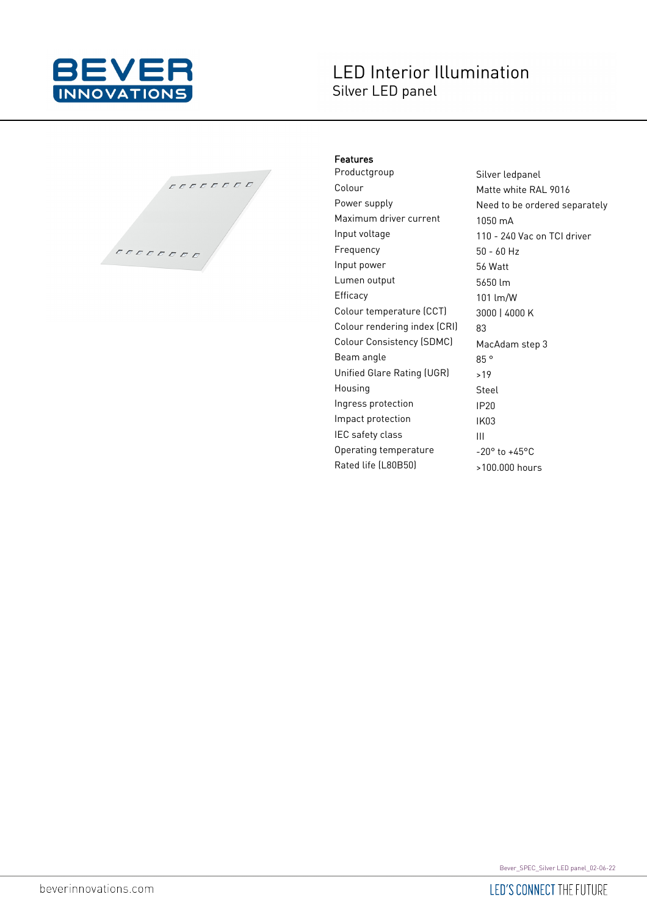# LED Interior Illumination

## Silver LED panel

### Features

| | |
|---|---|
| Productgroup | Silver ledpanel |
| Colour | Matte white RAL 9016 |
| Power supply | Need to be ordered separately |
| Maximum driver current | 1050 mA |
| Input voltage | 110 - 240 Vac on TCI driver |
| Frequency | 50 - 60 Hz |
| Input power | 56 Watt |
| Lumen output | 5650 lm |
| Efficacy | 101 lm/W |
| Colour temperature (CCT) | 3000 \| 4000 K |
| Colour rendering index (CRI) | 83 |
| Colour Consistency (SDMC) | MacAdam step 3 |
| Beam angle | 85 ° |
| Unified Glare Rating (UGR) | >19 |
| Housing | Steel |
| Ingress protection | IP20 |
| Impact protection | IK03 |
| IEC safety class | III |
| Operating temperature | -20° to +45°C |
| Rated life (L80B50) | >100.000 hours |

Bever_SPEC_Silver LED panel_02-06-22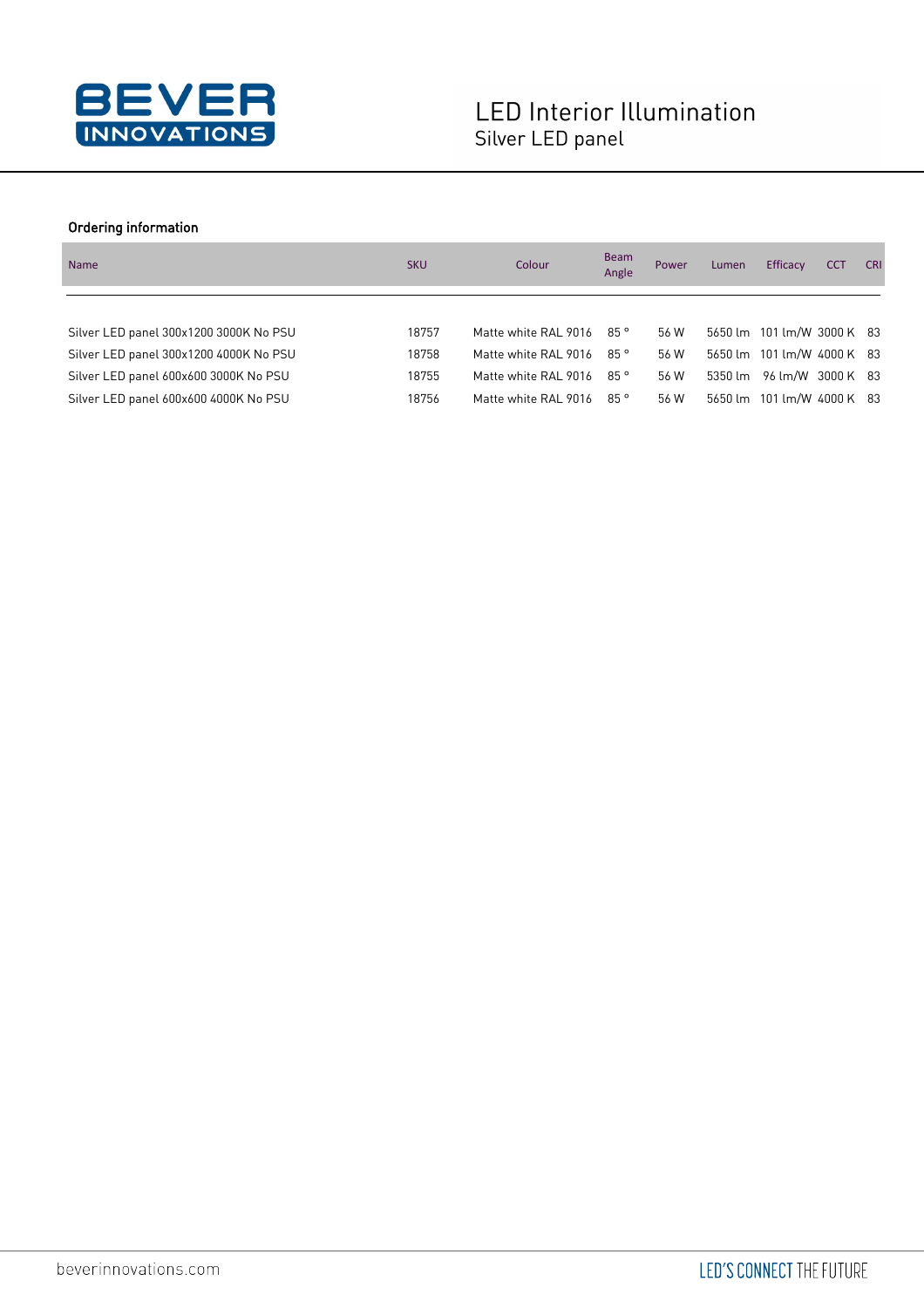# LED Interior Illumination

## Silver LED panel

### Ordering information

| Name | SKU | Colour | Beam Angle | Power | Lumen | Efficacy | CCT | CRI |
|---|---|---|---|---|---|---|---|---|
| Silver LED panel 300x1200 3000K No PSU | 18757 | Matte white RAL 9016 | 85 ° | 56 W | 5650 lm | 101 lm/W | 3000 K | 83 |
| Silver LED panel 300x1200 4000K No PSU | 18758 | Matte white RAL 9016 | 85 ° | 56 W | 5650 lm | 101 lm/W | 4000 K | 83 |
| Silver LED panel 600x600 3000K No PSU | 18755 | Matte white RAL 9016 | 85 ° | 56 W | 5350 lm | 96 lm/W | 3000 K | 83 |
| Silver LED panel 600x600 4000K No PSU | 18756 | Matte white RAL 9016 | 85 ° | 56 W | 5650 lm | 101 lm/W | 4000 K | 83 |